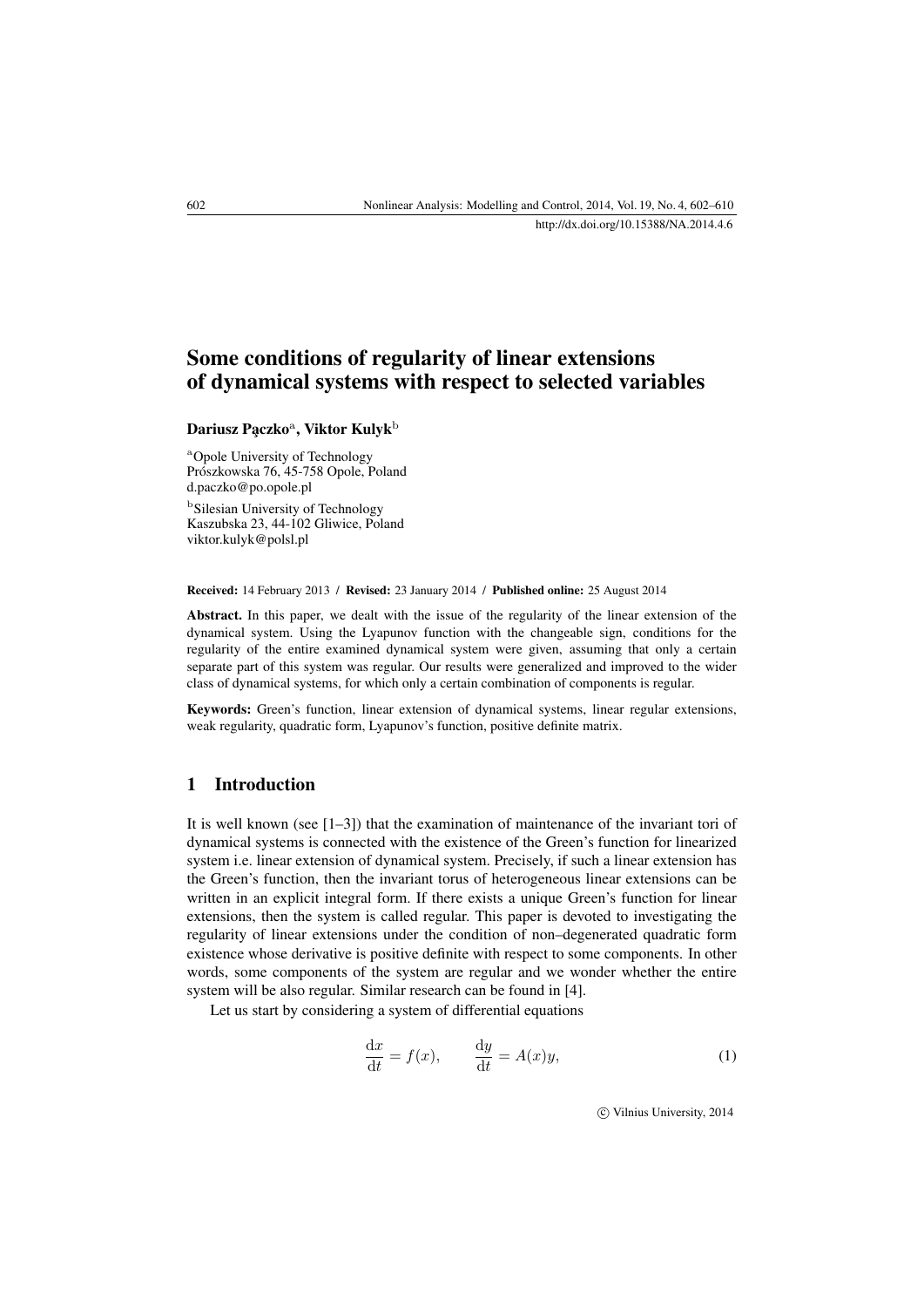# Some conditions of regularity of linear extensions of dynamical systems with respect to selected variables

**Dariusz Pączko**[a], **Viktor Kulyk**[b]

[a]Opole University of Technology
Prószkowska 76, 45-758 Opole, Poland
d.paczko@po.opole.pl

[b]Silesian University of Technology
Kaszubska 23, 44-102 Gliwice, Poland
viktor.kulyk@polsl.pl

**Received:** 14 February 2013 / **Revised:** 23 January 2014 / **Published online:** 25 August 2014

**Abstract.** In this paper, we dealt with the issue of the regularity of the linear extension of the dynamical system. Using the Lyapunov function with the changeable sign, conditions for the regularity of the entire examined dynamical system were given, assuming that only a certain separate part of this system was regular. Our results were generalized and improved to the wider class of dynamical systems, for which only a certain combination of components is regular.

**Keywords:** Green's function, linear extension of dynamical systems, linear regular extensions, weak regularity, quadratic form, Lyapunov's function, positive definite matrix.

## 1 Introduction

It is well known (see [1–3]) that the examination of maintenance of the invariant tori of dynamical systems is connected with the existence of the Green's function for linearized system i.e. linear extension of dynamical system. Precisely, if such a linear extension has the Green's function, then the invariant torus of heterogeneous linear extensions can be written in an explicit integral form. If there exists a unique Green's function for linear extensions, then the system is called regular. This paper is devoted to investigating the regularity of linear extensions under the condition of non–degenerated quadratic form existence whose derivative is positive definite with respect to some components. In other words, some components of the system are regular and we wonder whether the entire system will be also regular. Similar research can be found in [4].

Let us start by considering a system of differential equations

$$\frac{\mathrm{d}x}{\mathrm{d}t} = f(x), \qquad \frac{\mathrm{d}y}{\mathrm{d}t} = A(x)y, \tag{1}$$

© Vilnius University, 2014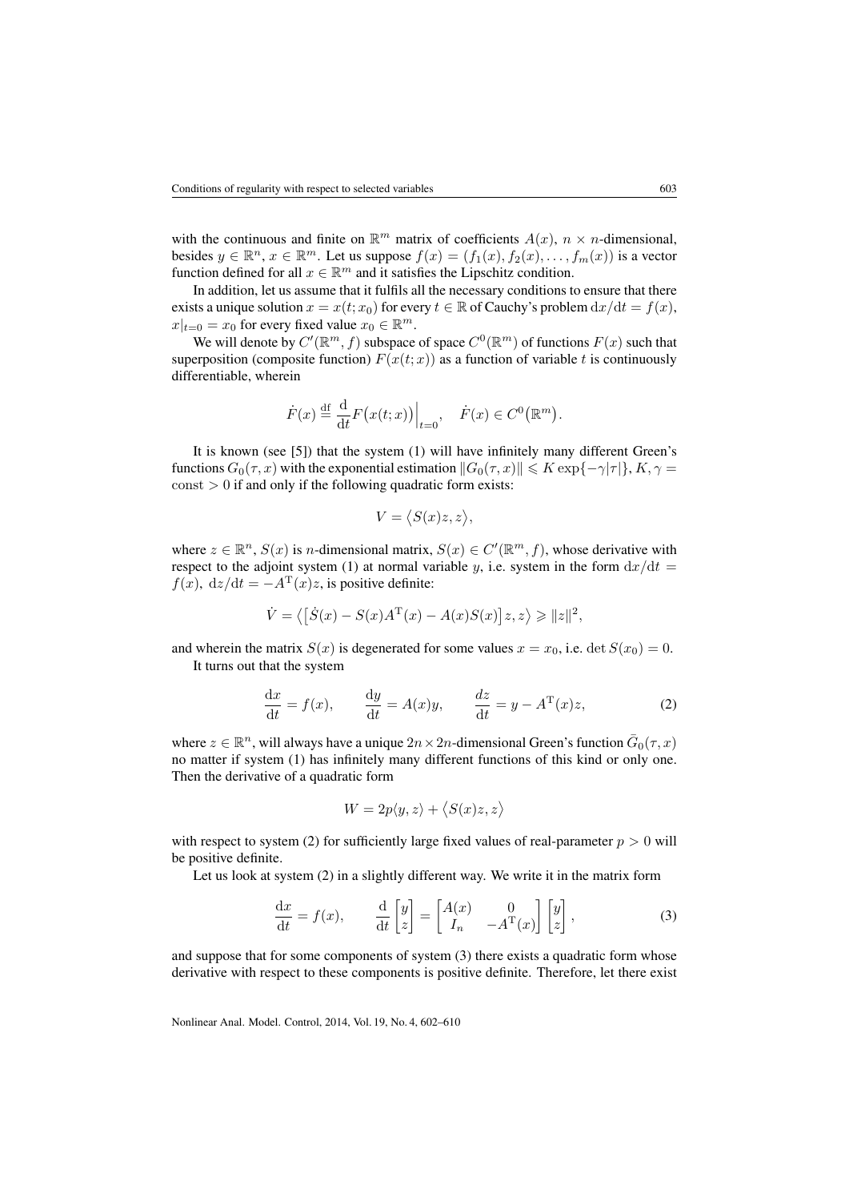with the continuous and finite on $\mathbb{R}^m$ matrix of coefficients $A(x)$, $n \times n$-dimensional, besides $y \in \mathbb{R}^n$, $x \in \mathbb{R}^m$. Let us suppose $f(x) = (f_1(x), f_2(x), \ldots, f_m(x))$ is a vector function defined for all $x \in \mathbb{R}^m$ and it satisfies the Lipschitz condition.

In addition, let us assume that it fulfils all the necessary conditions to ensure that there exists a unique solution $x = x(t; x_0)$ for every $t \in \mathbb{R}$ of Cauchy's problem $\mathrm{d}x/\mathrm{d}t = f(x)$, $x|_{t=0} = x_0$ for every fixed value $x_0 \in \mathbb{R}^m$.

We will denote by $C'(\mathbb{R}^m, f)$ subspace of space $C^0(\mathbb{R}^m)$ of functions $F(x)$ such that superposition (composite function) $F(x(t; x))$ as a function of variable $t$ is continuously differentiable, wherein

$$\dot{F}(x) \stackrel{\mathrm{df}}{=} \frac{\mathrm{d}}{\mathrm{d}t} F\bigl(x(t; x)\bigr)\Big|_{t=0}, \quad \dot{F}(x) \in C^0\bigl(\mathbb{R}^m\bigr).$$

It is known (see [5]) that the system (1) will have infinitely many different Green's functions $G_0(\tau, x)$ with the exponential estimation $\|G_0(\tau, x)\| \leqslant K \exp\{-\gamma|\tau|\}$, $K, \gamma = \mathrm{const} > 0$ if and only if the following quadratic form exists:

$$V = \bigl\langle S(x)z, z\bigr\rangle,$$

where $z \in \mathbb{R}^n$, $S(x)$ is $n$-dimensional matrix, $S(x) \in C'(\mathbb{R}^m, f)$, whose derivative with respect to the adjoint system (1) at normal variable $y$, i.e. system in the form $\mathrm{d}x/\mathrm{d}t = f(x)$, $\mathrm{d}z/\mathrm{d}t = -A^{\mathrm{T}}(x)z$, is positive definite:

$$\dot{V} = \bigl\langle \bigl[\dot{S}(x) - S(x)A^{\mathrm{T}}(x) - A(x)S(x)\bigr]z, z\bigr\rangle \geqslant \|z\|^2,$$

and wherein the matrix $S(x)$ is degenerated for some values $x = x_0$, i.e. $\det S(x_0) = 0$.

It turns out that the system

$$\frac{\mathrm{d}x}{\mathrm{d}t} = f(x), \qquad \frac{\mathrm{d}y}{\mathrm{d}t} = A(x)y, \qquad \frac{dz}{\mathrm{d}t} = y - A^{\mathrm{T}}(x)z, \tag{2}$$

where $z \in \mathbb{R}^n$, will always have a unique $2n \times 2n$-dimensional Green's function $\bar{G}_0(\tau, x)$ no matter if system (1) has infinitely many different functions of this kind or only one. Then the derivative of a quadratic form

$$W = 2p\langle y, z\rangle + \bigl\langle S(x)z, z\bigr\rangle$$

with respect to system (2) for sufficiently large fixed values of real-parameter $p > 0$ will be positive definite.

Let us look at system (2) in a slightly different way. We write it in the matrix form

$$\frac{\mathrm{d}x}{\mathrm{d}t} = f(x), \qquad \frac{\mathrm{d}}{\mathrm{d}t}\begin{bmatrix} y \\ z \end{bmatrix} = \begin{bmatrix} A(x) & 0 \\ I_n & -A^{\mathrm{T}}(x) \end{bmatrix} \begin{bmatrix} y \\ z \end{bmatrix}, \tag{3}$$

and suppose that for some components of system (3) there exists a quadratic form whose derivative with respect to these components is positive definite. Therefore, let there exist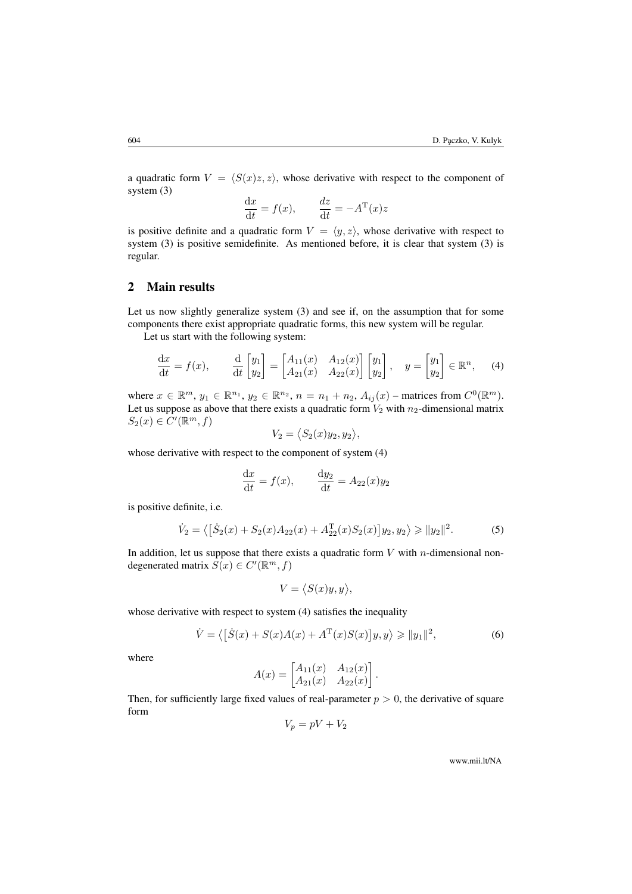a quadratic form $V = \langle S(x)z, z\rangle$, whose derivative with respect to the component of system (3)

$$\frac{\mathrm{d}x}{\mathrm{d}t} = f(x), \qquad \frac{dz}{\mathrm{d}t} = -A^{\mathrm{T}}(x)z$$

is positive definite and a quadratic form $V = \langle y, z\rangle$, whose derivative with respect to system (3) is positive semidefinite. As mentioned before, it is clear that system (3) is regular.

## 2 Main results

Let us now slightly generalize system (3) and see if, on the assumption that for some components there exist appropriate quadratic forms, this new system will be regular.

Let us start with the following system:

$$\frac{\mathrm{d}x}{\mathrm{d}t} = f(x), \qquad \frac{\mathrm{d}}{\mathrm{d}t}\begin{bmatrix} y_1 \\ y_2 \end{bmatrix} = \begin{bmatrix} A_{11}(x) & A_{12}(x) \\ A_{21}(x) & A_{22}(x) \end{bmatrix}\begin{bmatrix} y_1 \\ y_2 \end{bmatrix}, \quad y = \begin{bmatrix} y_1 \\ y_2 \end{bmatrix} \in \mathbb{R}^n, \tag{4}$$

where $x \in \mathbb{R}^m$, $y_1 \in \mathbb{R}^{n_1}$, $y_2 \in \mathbb{R}^{n_2}$, $n = n_1 + n_2$, $A_{ij}(x)$ – matrices from $C^0(\mathbb{R}^m)$. Let us suppose as above that there exists a quadratic form $V_2$ with $n_2$-dimensional matrix $S_2(x) \in C'(\mathbb{R}^m, f)$

$$V_2 = \langle S_2(x)y_2, y_2\rangle,$$

whose derivative with respect to the component of system (4)

$$\frac{\mathrm{d}x}{\mathrm{d}t} = f(x), \qquad \frac{\mathrm{d}y_2}{\mathrm{d}t} = A_{22}(x)y_2$$

is positive definite, i.e.

$$\dot{V}_2 = \bigl\langle \bigl[\dot{S}_2(x) + S_2(x)A_{22}(x) + A_{22}^{\mathrm{T}}(x)S_2(x)\bigr]y_2, y_2\bigr\rangle \geqslant \|y_2\|^2. \tag{5}$$

In addition, let us suppose that there exists a quadratic form $V$ with $n$-dimensional non-degenerated matrix $S(x) \in C'(\mathbb{R}^m, f)$

$$V = \langle S(x)y, y\rangle,$$

whose derivative with respect to system (4) satisfies the inequality

$$\dot{V} = \bigl\langle \bigl[\dot{S}(x) + S(x)A(x) + A^{\mathrm{T}}(x)S(x)\bigr]y, y\bigr\rangle \geqslant \|y_1\|^2, \tag{6}$$

where

$$A(x) = \begin{bmatrix} A_{11}(x) & A_{12}(x) \\ A_{21}(x) & A_{22}(x) \end{bmatrix}.$$

Then, for sufficiently large fixed values of real-parameter $p > 0$, the derivative of square form

$$V_p = pV + V_2$$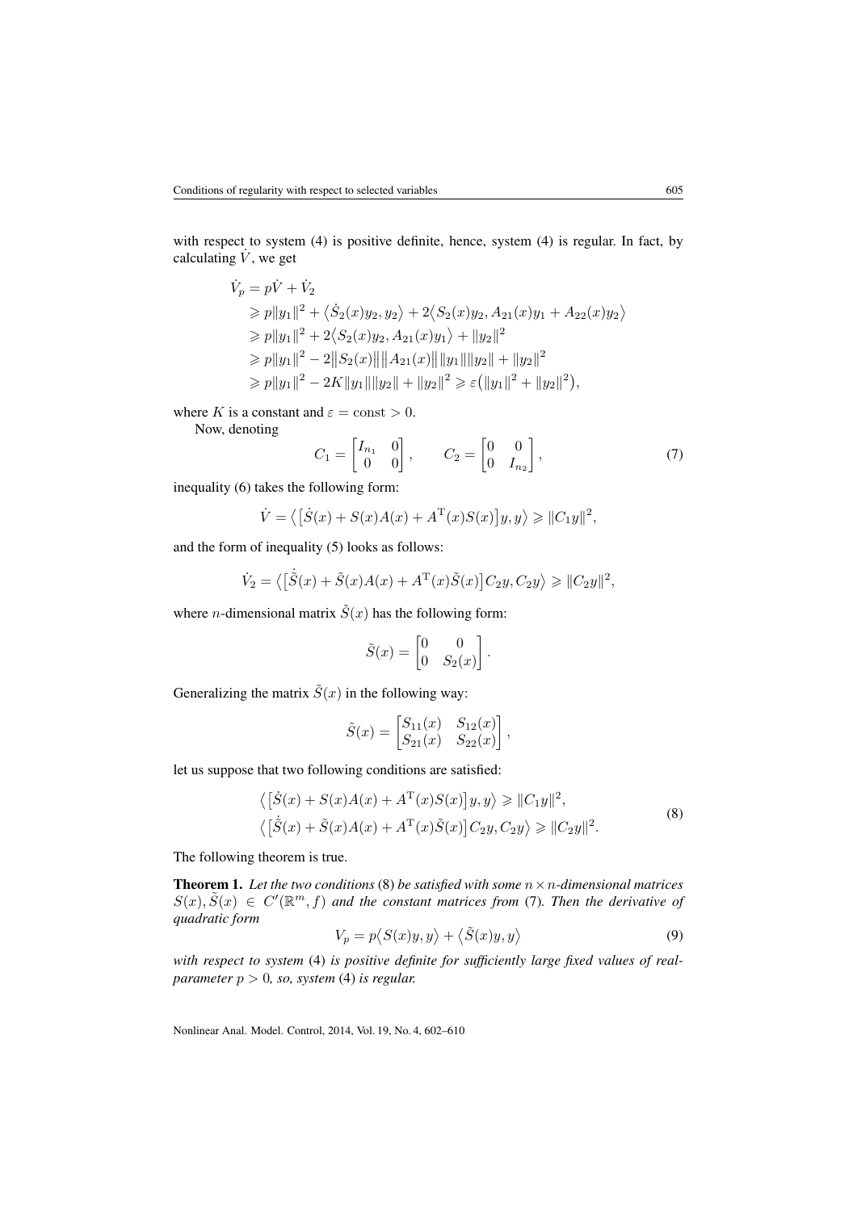with respect to system (4) is positive definite, hence, system (4) is regular. In fact, by calculating $\dot{V}$, we get

$$
\begin{aligned}
\dot{V}_p &= p\dot{V} + \dot{V}_2 \\
&\geqslant p\|y_1\|^2 + \big\langle \dot{S}_2(x)y_2, y_2\big\rangle + 2\big\langle S_2(x)y_2, A_{21}(x)y_1 + A_{22}(x)y_2\big\rangle \\
&\geqslant p\|y_1\|^2 + 2\big\langle S_2(x)y_2, A_{21}(x)y_1\big\rangle + \|y_2\|^2 \\
&\geqslant p\|y_1\|^2 - 2\big\|S_2(x)\big\|\big\|A_{21}(x)\big\|\|y_1\|\|y_2\| + \|y_2\|^2 \\
&\geqslant p\|y_1\|^2 - 2K\|y_1\|\|y_2\| + \|y_2\|^2 \geqslant \varepsilon\big(\|y_1\|^2 + \|y_2\|^2\big),
\end{aligned}
$$

where $K$ is a constant and $\varepsilon = \mathrm{const} > 0$.

Now, denoting

$$
C_1 = \begin{bmatrix} I_{n_1} & 0 \\ 0 & 0 \end{bmatrix}, \qquad C_2 = \begin{bmatrix} 0 & 0 \\ 0 & I_{n_2} \end{bmatrix}, \tag{7}
$$

inequality (6) takes the following form:

$$
\dot{V} = \big\langle \big[\dot{S}(x) + S(x)A(x) + A^{\mathrm{T}}(x)S(x)\big]y, y\big\rangle \geqslant \|C_1 y\|^2,
$$

and the form of inequality (5) looks as follows:

$$
\dot{V}_2 = \big\langle \big[\dot{\tilde{S}}(x) + \tilde{S}(x)A(x) + A^{\mathrm{T}}(x)\tilde{S}(x)\big]C_2 y, C_2 y\big\rangle \geqslant \|C_2 y\|^2,
$$

where $n$-dimensional matrix $\tilde{S}(x)$ has the following form:

$$
\tilde{S}(x) = \begin{bmatrix} 0 & 0 \\ 0 & S_2(x) \end{bmatrix}.
$$

Generalizing the matrix $\tilde{S}(x)$ in the following way:

$$
\tilde{S}(x) = \begin{bmatrix} S_{11}(x) & S_{12}(x) \\ S_{21}(x) & S_{22}(x) \end{bmatrix},
$$

let us suppose that two following conditions are satisfied:

$$
\begin{aligned}
&\big\langle \big[\dot{S}(x) + S(x)A(x) + A^{\mathrm{T}}(x)S(x)\big]y, y\big\rangle \geqslant \|C_1 y\|^2, \\
&\big\langle \big[\dot{\tilde{S}}(x) + \tilde{S}(x)A(x) + A^{\mathrm{T}}(x)\tilde{S}(x)\big]C_2 y, C_2 y\big\rangle \geqslant \|C_2 y\|^2.
\end{aligned} \tag{8}
$$

The following theorem is true.

**Theorem 1.** *Let the two conditions* (8) *be satisfied with some $n \times n$-dimensional matrices $S(x), \tilde{S}(x) \in C'(\mathbb{R}^m, f)$ and the constant matrices from* (7)*. Then the derivative of quadratic form*

$$
V_p = p\big\langle S(x)y, y\big\rangle + \big\langle \tilde{S}(x)y, y\big\rangle \tag{9}
$$

*with respect to system* (4) *is positive definite for sufficiently large fixed values of real-parameter $p > 0$, so, system* (4) *is regular.*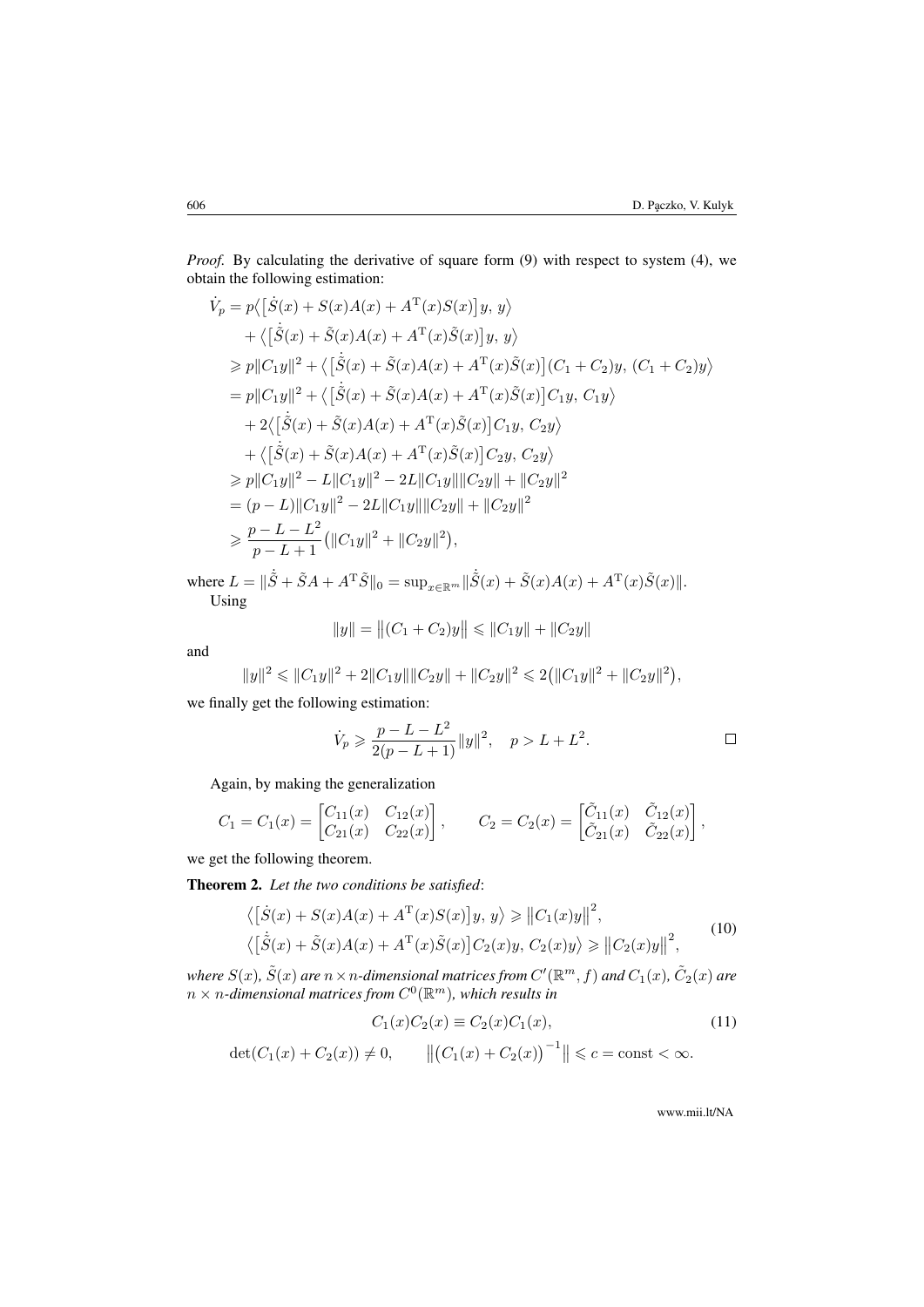*Proof.* By calculating the derivative of square form (9) with respect to system (4), we obtain the following estimation:

$$
\begin{aligned}
\dot{V}_p &= p\big\langle \big[\dot{S}(x) + S(x)A(x) + A^{\mathrm{T}}(x)S(x)\big]y,\, y\big\rangle \\
&\quad + \big\langle \big[\dot{\tilde{S}}(x) + \tilde{S}(x)A(x) + A^{\mathrm{T}}(x)\tilde{S}(x)\big]y,\, y\big\rangle \\
&\geqslant p\|C_1 y\|^2 + \big\langle \big[\dot{\tilde{S}}(x) + \tilde{S}(x)A(x) + A^{\mathrm{T}}(x)\tilde{S}(x)\big](C_1 + C_2)y,\, (C_1 + C_2)y\big\rangle \\
&= p\|C_1 y\|^2 + \big\langle \big[\dot{\tilde{S}}(x) + \tilde{S}(x)A(x) + A^{\mathrm{T}}(x)\tilde{S}(x)\big]C_1 y,\, C_1 y\big\rangle \\
&\quad + 2\big\langle \big[\dot{\tilde{S}}(x) + \tilde{S}(x)A(x) + A^{\mathrm{T}}(x)\tilde{S}(x)\big]C_1 y,\, C_2 y\big\rangle \\
&\quad + \big\langle \big[\dot{\tilde{S}}(x) + \tilde{S}(x)A(x) + A^{\mathrm{T}}(x)\tilde{S}(x)\big]C_2 y,\, C_2 y\big\rangle \\
&\geqslant p\|C_1 y\|^2 - L\|C_1 y\|^2 - 2L\|C_1 y\|\|C_2 y\| + \|C_2 y\|^2 \\
&= (p - L)\|C_1 y\|^2 - 2L\|C_1 y\|\|C_2 y\| + \|C_2 y\|^2 \\
&\geqslant \frac{p - L - L^2}{p - L + 1}\big(\|C_1 y\|^2 + \|C_2 y\|^2\big),
\end{aligned}
$$

where $L = \|\dot{\tilde{S}} + \tilde{S}A + A^{\mathrm{T}}\tilde{S}\|_0 = \sup_{x\in\mathbb{R}^m} \|\dot{\tilde{S}}(x) + \tilde{S}(x)A(x) + A^{\mathrm{T}}(x)\tilde{S}(x)\|$.

Using

$$
\|y\| = \big\|(C_1 + C_2)y\big\| \leqslant \|C_1 y\| + \|C_2 y\|
$$

and

$$
\|y\|^2 \leqslant \|C_1 y\|^2 + 2\|C_1 y\|\|C_2 y\| + \|C_2 y\|^2 \leqslant 2\big(\|C_1 y\|^2 + \|C_2 y\|^2\big),
$$

we finally get the following estimation:

$$
\dot{V}_p \geqslant \frac{p - L - L^2}{2(p - L + 1)}\|y\|^2, \quad p > L + L^2. \qquad \square
$$

Again, by making the generalization

$$
C_1 = C_1(x) = \begin{bmatrix} C_{11}(x) & C_{12}(x) \\ C_{21}(x) & C_{22}(x) \end{bmatrix}, \qquad C_2 = C_2(x) = \begin{bmatrix} \tilde{C}_{11}(x) & \tilde{C}_{12}(x) \\ \tilde{C}_{21}(x) & \tilde{C}_{22}(x) \end{bmatrix},
$$

we get the following theorem.

**Theorem 2.** *Let the two conditions be satisfied*:

$$
\begin{aligned}
&\big\langle \big[\dot{S}(x) + S(x)A(x) + A^{\mathrm{T}}(x)S(x)\big]y,\, y\big\rangle \geqslant \big\|C_1(x)y\big\|^2, \\
&\big\langle \big[\dot{\tilde{S}}(x) + \tilde{S}(x)A(x) + A^{\mathrm{T}}(x)\tilde{S}(x)\big]C_2(x)y,\, C_2(x)y\big\rangle \geqslant \big\|C_2(x)y\big\|^2,
\end{aligned} \tag{10}
$$

*where $S(x)$, $\tilde{S}(x)$ are $n\times n$-dimensional matrices from $C'(\mathbb{R}^m, f)$ and $C_1(x)$, $\tilde{C}_2(x)$ are $n\times n$-dimensional matrices from $C^0(\mathbb{R}^m)$, which results in*

$$
C_1(x)C_2(x) \equiv C_2(x)C_1(x), \tag{11}
$$

$$
\det(C_1(x) + C_2(x)) \neq 0, \qquad \big\|\big(C_1(x) + C_2(x)\big)^{-1}\big\| \leqslant c = \mathrm{const} < \infty.
$$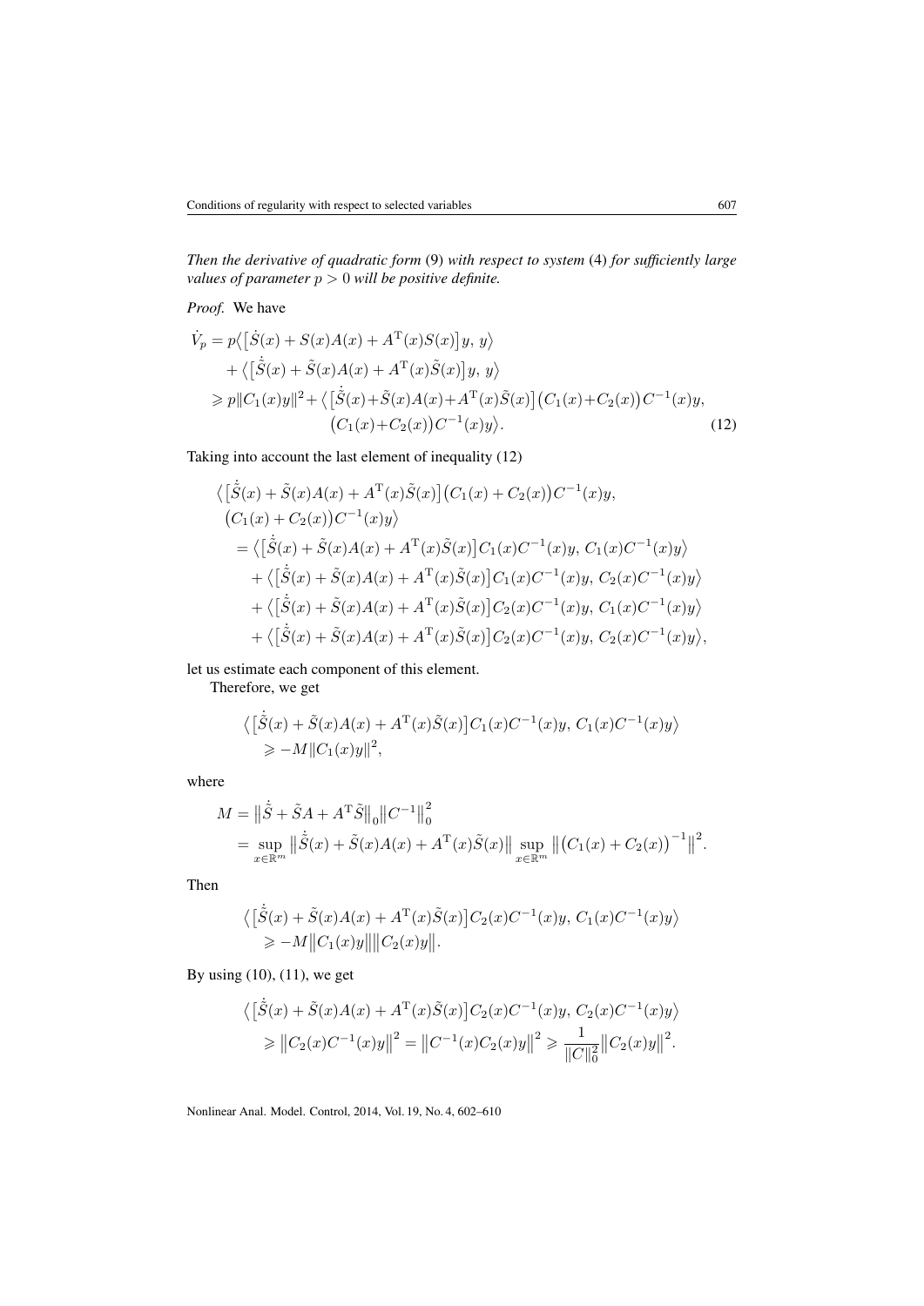*Then the derivative of quadratic form* (9) *with respect to system* (4) *for sufficiently large values of parameter* $p > 0$ *will be positive definite.*

*Proof.* We have

$$
\begin{aligned}
\dot{V}_p &= p\big\langle \big[\dot{S}(x) + S(x)A(x) + A^{\mathrm{T}}(x)S(x)\big] y,\, y\big\rangle \\
&\quad + \big\langle \big[\dot{\tilde{S}}(x) + \tilde{S}(x)A(x) + A^{\mathrm{T}}(x)\tilde{S}(x)\big] y,\, y\big\rangle \\
&\geqslant p\|C_1(x)y\|^2 + \big\langle \big[\dot{\tilde{S}}(x)+\tilde{S}(x)A(x)+A^{\mathrm{T}}(x)\tilde{S}(x)\big]\big(C_1(x)+C_2(x)\big)C^{-1}(x)y, \\
&\qquad \big(C_1(x)+C_2(x)\big)C^{-1}(x)y\big\rangle.
\end{aligned} \tag{12}
$$

Taking into account the last element of inequality (12)

$$
\begin{aligned}
&\big\langle \big[\dot{\tilde{S}}(x) + \tilde{S}(x)A(x) + A^{\mathrm{T}}(x)\tilde{S}(x)\big]\big(C_1(x) + C_2(x)\big)C^{-1}(x)y, \\
&\big(C_1(x) + C_2(x)\big)C^{-1}(x)y\big\rangle \\
&\quad = \big\langle \big[\dot{\tilde{S}}(x) + \tilde{S}(x)A(x) + A^{\mathrm{T}}(x)\tilde{S}(x)\big]C_1(x)C^{-1}(x)y,\, C_1(x)C^{-1}(x)y\big\rangle \\
&\qquad + \big\langle \big[\dot{\tilde{S}}(x) + \tilde{S}(x)A(x) + A^{\mathrm{T}}(x)\tilde{S}(x)\big]C_1(x)C^{-1}(x)y,\, C_2(x)C^{-1}(x)y\big\rangle \\
&\qquad + \big\langle \big[\dot{\tilde{S}}(x) + \tilde{S}(x)A(x) + A^{\mathrm{T}}(x)\tilde{S}(x)\big]C_2(x)C^{-1}(x)y,\, C_1(x)C^{-1}(x)y\big\rangle \\
&\qquad + \big\langle \big[\dot{\tilde{S}}(x) + \tilde{S}(x)A(x) + A^{\mathrm{T}}(x)\tilde{S}(x)\big]C_2(x)C^{-1}(x)y,\, C_2(x)C^{-1}(x)y\big\rangle,
\end{aligned}
$$

let us estimate each component of this element.

Therefore, we get

$$
\begin{aligned}
&\big\langle \big[\dot{\tilde{S}}(x) + \tilde{S}(x)A(x) + A^{\mathrm{T}}(x)\tilde{S}(x)\big]C_1(x)C^{-1}(x)y,\, C_1(x)C^{-1}(x)y\big\rangle \\
&\quad \geqslant -M\|C_1(x)y\|^2,
\end{aligned}
$$

where

$$
\begin{aligned}
M &= \big\|\dot{\tilde{S}} + \tilde{S}A + A^{\mathrm{T}}\tilde{S}\big\|_0 \big\|C^{-1}\big\|_0^2 \\
&= \sup_{x\in\mathbb{R}^m} \big\|\dot{\tilde{S}}(x) + \tilde{S}(x)A(x) + A^{\mathrm{T}}(x)\tilde{S}(x)\big\| \sup_{x\in\mathbb{R}^m} \big\|\big(C_1(x) + C_2(x)\big)^{-1}\big\|^2.
\end{aligned}
$$

Then

$$
\begin{aligned}
&\big\langle \big[\dot{\tilde{S}}(x) + \tilde{S}(x)A(x) + A^{\mathrm{T}}(x)\tilde{S}(x)\big]C_2(x)C^{-1}(x)y,\, C_1(x)C^{-1}(x)y\big\rangle \\
&\quad \geqslant -M\big\|C_1(x)y\big\|\big\|C_2(x)y\big\|.
\end{aligned}
$$

By using (10), (11), we get

$$
\begin{aligned}
&\big\langle \big[\dot{\tilde{S}}(x) + \tilde{S}(x)A(x) + A^{\mathrm{T}}(x)\tilde{S}(x)\big]C_2(x)C^{-1}(x)y,\, C_2(x)C^{-1}(x)y\big\rangle \\
&\quad \geqslant \big\|C_2(x)C^{-1}(x)y\big\|^2 = \big\|C^{-1}(x)C_2(x)y\big\|^2 \geqslant \frac{1}{\|C\|_0^2}\big\|C_2(x)y\big\|^2.
\end{aligned}
$$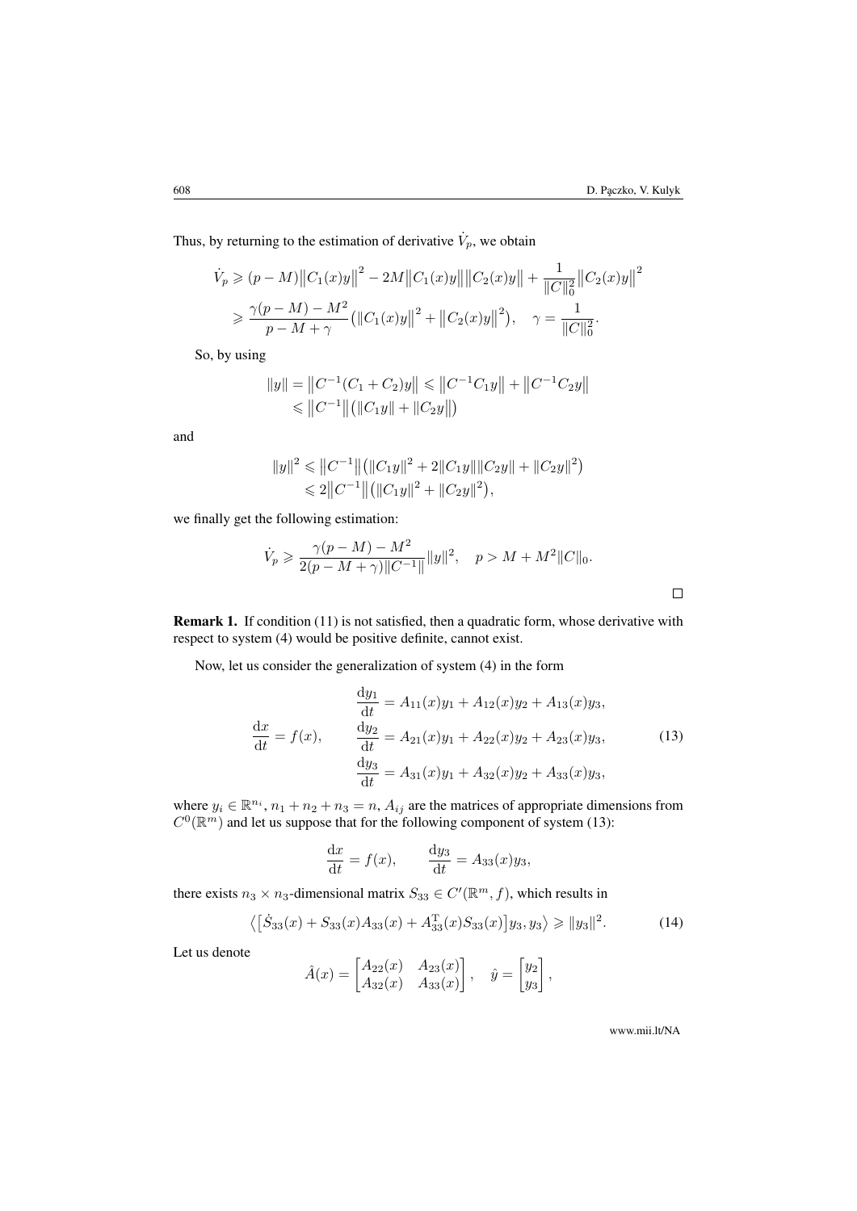Thus, by returning to the estimation of derivative $\dot{V}_p$, we obtain

$$
\begin{aligned}
\dot{V}_p &\geqslant (p - M)\big\|C_1(x)y\big\|^2 - 2M\big\|C_1(x)y\big\|\big\|C_2(x)y\big\| + \frac{1}{\|C\|_0^2}\big\|C_2(x)y\big\|^2 \\
&\geqslant \frac{\gamma(p - M) - M^2}{p - M + \gamma}\big(\big\|C_1(x)y\big\|^2 + \big\|C_2(x)y\big\|^2\big), \quad \gamma = \frac{1}{\|C\|_0^2}.
\end{aligned}
$$

So, by using

$$
\begin{aligned}
\|y\| &= \big\|C^{-1}(C_1 + C_2)y\big\| \leqslant \big\|C^{-1}C_1 y\big\| + \big\|C^{-1}C_2 y\big\| \\
&\leqslant \big\|C^{-1}\big\|\big(\|C_1 y\| + \|C_2 y\|\big)
\end{aligned}
$$

and

$$
\begin{aligned}
\|y\|^2 &\leqslant \big\|C^{-1}\big\|\big(\|C_1 y\|^2 + 2\|C_1 y\|\|C_2 y\| + \|C_2 y\|^2\big) \\
&\leqslant 2\big\|C^{-1}\big\|\big(\|C_1 y\|^2 + \|C_2 y\|^2\big),
\end{aligned}
$$

we finally get the following estimation:

$$
\dot{V}_p \geqslant \frac{\gamma(p - M) - M^2}{2(p - M + \gamma)\|C^{-1}\|}\|y\|^2, \quad p > M + M^2\|C\|_0.
$$

□

**Remark 1.** If condition (11) is not satisfied, then a quadratic form, whose derivative with respect to system (4) would be positive definite, cannot exist.

Now, let us consider the generalization of system (4) in the form

$$
\frac{\mathrm{d}x}{\mathrm{d}t} = f(x), \qquad
\begin{aligned}
\frac{\mathrm{d}y_1}{\mathrm{d}t} &= A_{11}(x)y_1 + A_{12}(x)y_2 + A_{13}(x)y_3, \\
\frac{\mathrm{d}y_2}{\mathrm{d}t} &= A_{21}(x)y_1 + A_{22}(x)y_2 + A_{23}(x)y_3, \\
\frac{\mathrm{d}y_3}{\mathrm{d}t} &= A_{31}(x)y_1 + A_{32}(x)y_2 + A_{33}(x)y_3,
\end{aligned}
\tag{13}
$$

where $y_i \in \mathbb{R}^{n_i}$, $n_1 + n_2 + n_3 = n$, $A_{ij}$ are the matrices of appropriate dimensions from $C^0(\mathbb{R}^m)$ and let us suppose that for the following component of system (13):

$$
\frac{\mathrm{d}x}{\mathrm{d}t} = f(x), \qquad \frac{\mathrm{d}y_3}{\mathrm{d}t} = A_{33}(x)y_3,
$$

there exists $n_3 \times n_3$-dimensional matrix $S_{33} \in C'(\mathbb{R}^m, f)$, which results in

$$
\big\langle\big[\dot{S}_{33}(x) + S_{33}(x)A_{33}(x) + A_{33}^{\mathrm{T}}(x)S_{33}(x)\big]y_3, y_3\big\rangle \geqslant \|y_3\|^2. \tag{14}
$$

Let us denote

$$
\hat{A}(x) = \begin{bmatrix} A_{22}(x) & A_{23}(x) \\ A_{32}(x) & A_{33}(x) \end{bmatrix}, \quad \hat{y} = \begin{bmatrix} y_2 \\ y_3 \end{bmatrix},
$$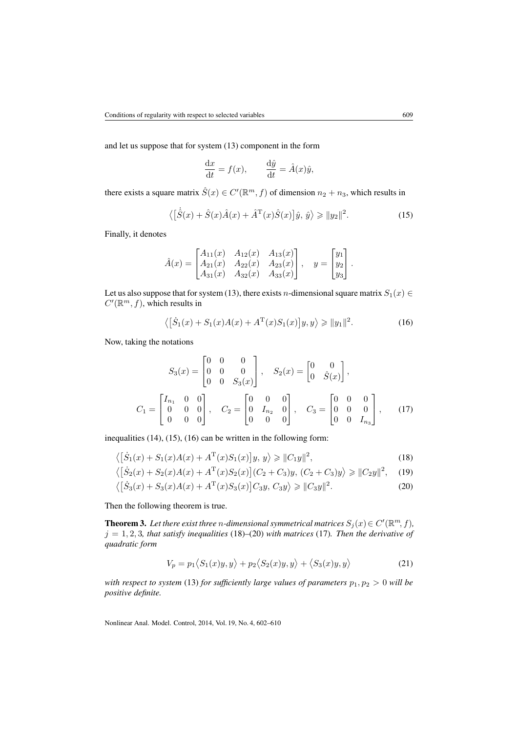and let us suppose that for system (13) component in the form

$$\frac{\mathrm{d}x}{\mathrm{d}t} = f(x), \qquad \frac{\mathrm{d}\hat{y}}{\mathrm{d}t} = \hat{A}(x)\hat{y},$$

there exists a square matrix $\hat{S}(x) \in C'(\mathbb{R}^m, f)$ of dimension $n_2 + n_3$, which results in

$$\big\langle \big[\dot{\hat{S}}(x) + \hat{S}(x)\hat{A}(x) + \hat{A}^{\mathrm{T}}(x)\hat{S}(x)\big]\hat{y},\, \hat{y}\big\rangle \geqslant \|y_2\|^2. \tag{15}$$

Finally, it denotes

$$\hat{A}(x) = \begin{bmatrix} A_{11}(x) & A_{12}(x) & A_{13}(x) \\ A_{21}(x) & A_{22}(x) & A_{23}(x) \\ A_{31}(x) & A_{32}(x) & A_{33}(x) \end{bmatrix}, \quad y = \begin{bmatrix} y_1 \\ y_2 \\ y_3 \end{bmatrix}.$$

Let us also suppose that for system (13), there exists $n$-dimensional square matrix $S_1(x) \in C'(\mathbb{R}^m, f)$, which results in

$$\big\langle \big[\dot{S}_1(x) + S_1(x)A(x) + A^{\mathrm{T}}(x)S_1(x)\big]y, y\big\rangle \geqslant \|y_1\|^2. \tag{16}$$

Now, taking the notations

$$S_3(x) = \begin{bmatrix} 0 & 0 & 0 \\ 0 & 0 & 0 \\ 0 & 0 & S_3(x) \end{bmatrix}, \quad S_2(x) = \begin{bmatrix} 0 & 0 \\ 0 & \hat{S}(x) \end{bmatrix},$$

$$C_1 = \begin{bmatrix} I_{n_1} & 0 & 0 \\ 0 & 0 & 0 \\ 0 & 0 & 0 \end{bmatrix}, \quad C_2 = \begin{bmatrix} 0 & 0 & 0 \\ 0 & I_{n_2} & 0 \\ 0 & 0 & 0 \end{bmatrix}, \quad C_3 = \begin{bmatrix} 0 & 0 & 0 \\ 0 & 0 & 0 \\ 0 & 0 & I_{n_3} \end{bmatrix}, \tag{17}$$

inequalities (14), (15), (16) can be written in the following form:

$$\big\langle \big[\dot{S}_1(x) + S_1(x)A(x) + A^{\mathrm{T}}(x)S_1(x)\big]y,\, y\big\rangle \geqslant \|C_1 y\|^2, \tag{18}$$

$$\big\langle \big[\dot{S}_2(x) + S_2(x)A(x) + A^{\mathrm{T}}(x)S_2(x)\big](C_2 + C_3)y,\, (C_2 + C_3)y\big\rangle \geqslant \|C_2 y\|^2, \tag{19}$$

$$\big\langle \big[\dot{S}_3(x) + S_3(x)A(x) + A^{\mathrm{T}}(x)S_3(x)\big]C_3 y,\, C_3 y\big\rangle \geqslant \|C_3 y\|^2. \tag{20}$$

Then the following theorem is true.

**Theorem 3.** *Let there exist three $n$-dimensional symmetrical matrices $S_j(x) \in C'(\mathbb{R}^m, f)$, $j = 1, 2, 3$, that satisfy inequalities* (18)–(20) *with matrices* (17)*. Then the derivative of quadratic form*

$$V_p = p_1\big\langle S_1(x)y, y\big\rangle + p_2\big\langle S_2(x)y, y\big\rangle + \big\langle S_3(x)y, y\big\rangle \tag{21}$$

*with respect to system* (13) *for sufficiently large values of parameters $p_1, p_2 > 0$ will be positive definite.*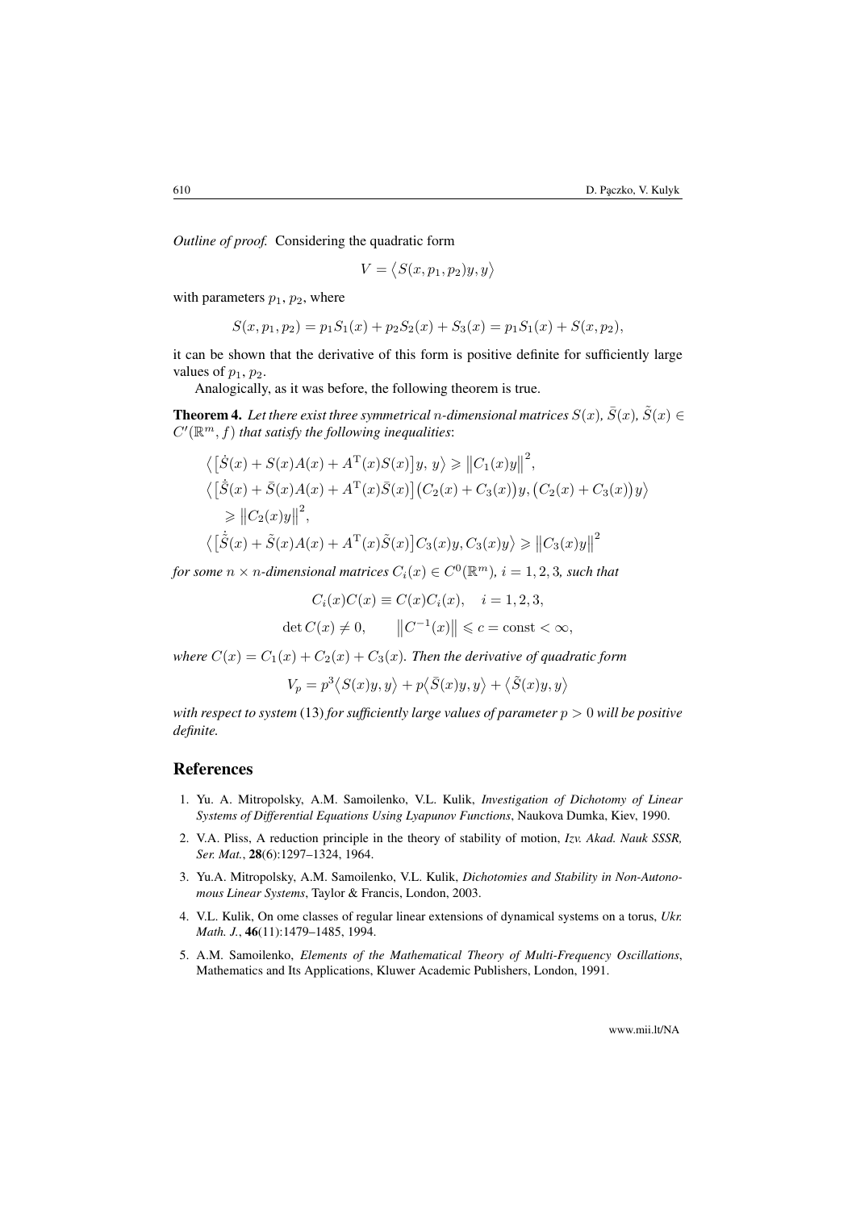*Outline of proof.* Considering the quadratic form

$$V = \langle S(x, p_1, p_2)y, y \rangle$$

with parameters $p_1$, $p_2$, where

$$S(x, p_1, p_2) = p_1 S_1(x) + p_2 S_2(x) + S_3(x) = p_1 S_1(x) + S(x, p_2),$$

it can be shown that the derivative of this form is positive definite for sufficiently large values of $p_1$, $p_2$.

Analogically, as it was before, the following theorem is true.

**Theorem 4.** *Let there exist three symmetrical $n$-dimensional matrices $S(x)$, $\bar{S}(x)$, $\tilde{S}(x) \in C'(\mathbb{R}^m, f)$ that satisfy the following inequalities*:

$$\begin{aligned}
&\big\langle \big[\dot{S}(x) + S(x)A(x) + A^{\mathrm{T}}(x)S(x)\big]y,\, y \big\rangle \geqslant \big\|C_1(x)y\big\|^2, \\
&\big\langle \big[\dot{\bar{S}}(x) + \bar{S}(x)A(x) + A^{\mathrm{T}}(x)\bar{S}(x)\big]\big(C_2(x) + C_3(x)\big)y, \big(C_2(x) + C_3(x)\big)y \big\rangle \\
&\quad \geqslant \big\|C_2(x)y\big\|^2, \\
&\big\langle \big[\dot{\tilde{S}}(x) + \tilde{S}(x)A(x) + A^{\mathrm{T}}(x)\tilde{S}(x)\big]C_3(x)y, C_3(x)y \big\rangle \geqslant \big\|C_3(x)y\big\|^2
\end{aligned}$$

*for some $n \times n$-dimensional matrices $C_i(x) \in C^0(\mathbb{R}^m)$, $i = 1, 2, 3$, such that*

$$C_i(x)C(x) \equiv C(x)C_i(x), \quad i = 1, 2, 3,$$

$$\det C(x) \neq 0, \qquad \big\|C^{-1}(x)\big\| \leqslant c = \mathrm{const} < \infty,$$

*where $C(x) = C_1(x) + C_2(x) + C_3(x)$. Then the derivative of quadratic form*

$$V_p = p^3 \langle S(x)y, y \rangle + p \langle \bar{S}(x)y, y \rangle + \langle \tilde{S}(x)y, y \rangle$$

*with respect to system* (13) *for sufficiently large values of parameter $p > 0$ will be positive definite.*

## References

1. Yu. A. Mitropolsky, A.M. Samoilenko, V.L. Kulik, *Investigation of Dichotomy of Linear Systems of Differential Equations Using Lyapunov Functions*, Naukova Dumka, Kiev, 1990.
2. V.A. Pliss, A reduction principle in the theory of stability of motion, *Izv. Akad. Nauk SSSR, Ser. Mat.*, **28**(6):1297–1324, 1964.
3. Yu.A. Mitropolsky, A.M. Samoilenko, V.L. Kulik, *Dichotomies and Stability in Non-Autonomous Linear Systems*, Taylor & Francis, London, 2003.
4. V.L. Kulik, On ome classes of regular linear extensions of dynamical systems on a torus, *Ukr. Math. J.*, **46**(11):1479–1485, 1994.
5. A.M. Samoilenko, *Elements of the Mathematical Theory of Multi-Frequency Oscillations*, Mathematics and Its Applications, Kluwer Academic Publishers, London, 1991.